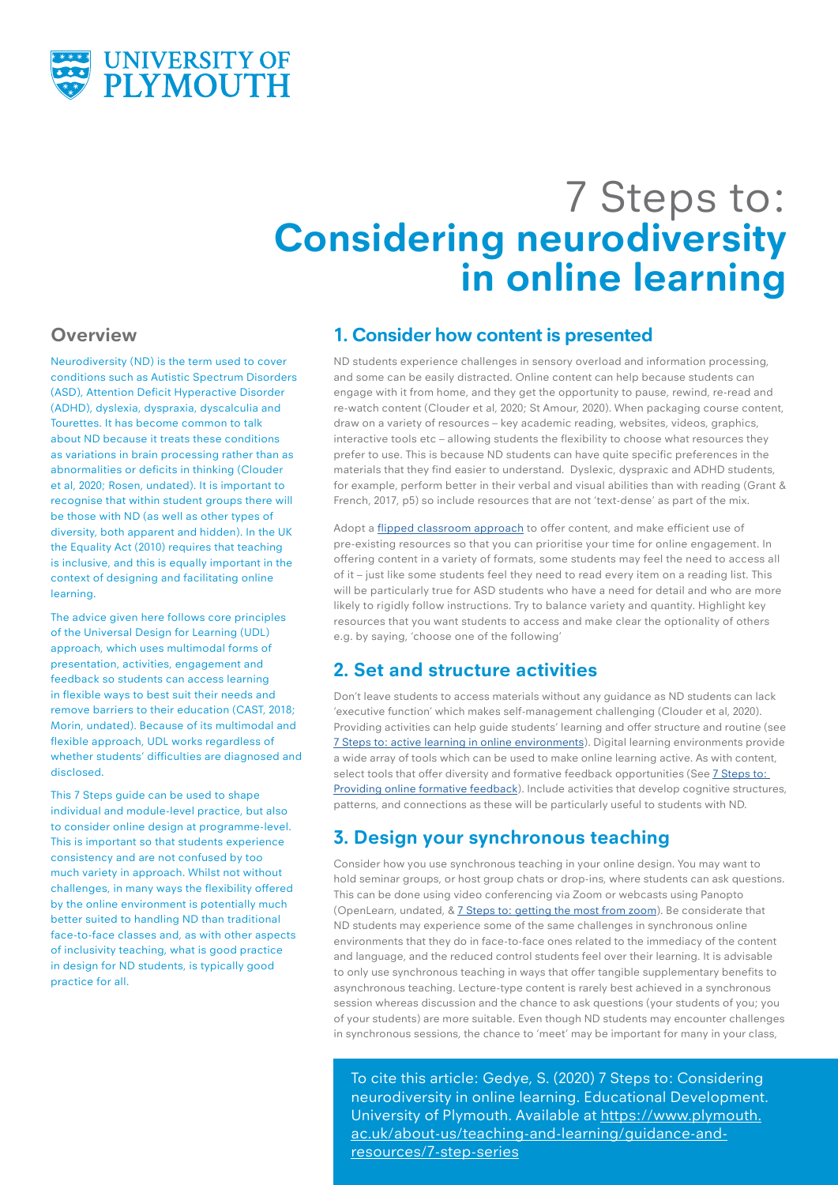# 7 Steps to: **Considering neurodiversity in online learning**

## Overview

Neurodiversity (ND) is the term used to cover conditions such as Autistic Spectrum Disorders (ASD), Attention Deficit Hyperactive Disorder (ADHD), dyslexia, dyspraxia, dyscalculia and Tourettes. It has become common to talk about ND because it treats these conditions as variations in brain processing rather than as abnormalities or deficits in thinking (Clouder et al, 2020; Rosen, undated). It is important to recognise that within student groups there will be those with ND (as well as other types of diversity, both apparent and hidden). In the UK the Equality Act (2010) requires that teaching is inclusive, and this is equally important in the context of designing and facilitating online learning.

The advice given here follows core principles of the Universal Design for Learning (UDL) approach, which uses multimodal forms of presentation, activities, engagement and feedback so students can access learning in flexible ways to best suit their needs and remove barriers to their education (CAST, 2018; Morin, undated). Because of its multimodal and flexible approach, UDL works regardless of whether students' difficulties are diagnosed and disclosed.

This 7 Steps guide can be used to shape individual and module-level practice, but also to consider online design at programme-level. This is important so that students experience consistency and are not confused by too much variety in approach. Whilst not without challenges, in many ways the flexibility offered by the online environment is potentially much better suited to handling ND than traditional face-to-face classes and, as with other aspects of inclusivity teaching, what is good practice in design for ND students, is typically good practice for all.

## 1. Consider how content is presented

ND students experience challenges in sensory overload and information processing, and some can be easily distracted. Online content can help because students can engage with it from home, and they get the opportunity to pause, rewind, re-read and re-watch content (Clouder et al, 2020; St Amour, 2020). When packaging course content, draw on a variety of resources – key academic reading, websites, videos, graphics, interactive tools etc – allowing students the flexibility to choose what resources they prefer to use. This is because ND students can have quite specific preferences in the materials that they find easier to understand. Dyslexic, dyspraxic and ADHD students, for example, perform better in their verbal and visual abilities than with reading (Grant & French, 2017, p5) so include resources that are not 'text-dense' as part of the mix.

Adopt a flipped classroom approach to offer content, and make efficient use of pre-existing resources so that you can prioritise your time for online engagement. In offering content in a variety of formats, some students may feel the need to access all of it – just like some students feel they need to read every item on a reading list. This will be particularly true for ASD students who have a need for detail and who are more likely to rigidly follow instructions. Try to balance variety and quantity. Highlight key resources that you want students to access and make clear the optionality of others e.g. by saying, 'choose one of the following'

## 2. Set and structure activities

Don't leave students to access materials without any guidance as ND students can lack 'executive function' which makes self-management challenging (Clouder et al, 2020). Providing activities can help guide students' learning and offer structure and routine (see 7 Steps to: active learning in online environments). Digital learning environments provide a wide array of tools which can be used to make online learning active. As with content, select tools that offer diversity and formative feedback opportunities (See 7 Steps to: Providing online formative feedback). Include activities that develop cognitive structures, patterns, and connections as these will be particularly useful to students with ND.

## 3. Design your synchronous teaching

Consider how you use synchronous teaching in your online design. You may want to hold seminar groups, or host group chats or drop-ins, where students can ask questions. This can be done using video conferencing via Zoom or webcasts using Panopto (OpenLearn, undated, & 7 Steps to: getting the most from zoom). Be considerate that ND students may experience some of the same challenges in synchronous online environments that they do in face-to-face ones related to the immediacy of the content and language, and the reduced control students feel over their learning. It is advisable to only use synchronous teaching in ways that offer tangible supplementary benefits to asynchronous teaching. Lecture-type content is rarely best achieved in a synchronous session whereas discussion and the chance to ask questions (your students of you; you of your students) are more suitable. Even though ND students may encounter challenges in synchronous sessions, the chance to 'meet' may be important for many in your class,

To cite this article: Gedye, S. (2020) 7 Steps to: Considering neurodiversity in online learning. Educational Development. University of Plymouth. Available at https://www.plymouth.ac.uk/about-us/teaching-and-learning/guidance-and-resources/7-step-series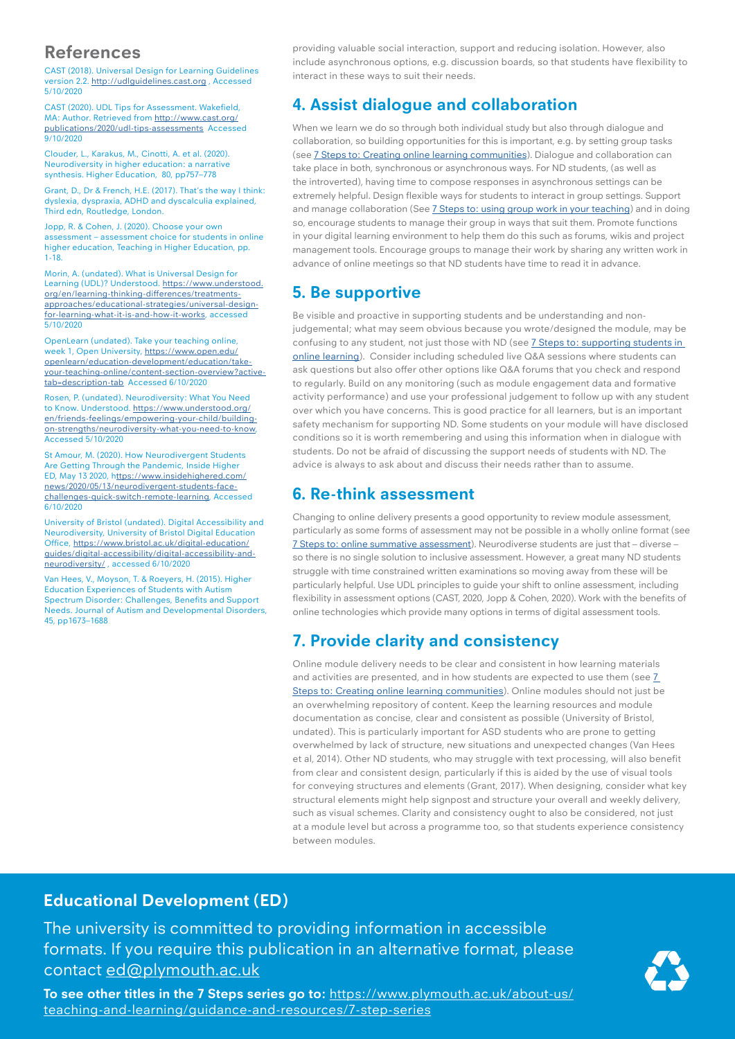## References

CAST (2018). Universal Design for Learning Guidelines version 2.2. http://udlguidelines.cast.org , Accessed 5/10/2020

CAST (2020). UDL Tips for Assessment. Wakefield, MA: Author. Retrieved from http://www.cast.org/publications/2020/udl-tips-assessments Accessed 9/10/2020

Clouder, L., Karakus, M., Cinotti, A. et al. (2020). Neurodiversity in higher education: a narrative synthesis. Higher Education, 80, pp757–778

Grant, D., Dr & French, H.E. (2017). That's the way I think: dyslexia, dyspraxia, ADHD and dyscalculia explained, Third edn, Routledge, London.

Jopp, R. & Cohen, J. (2020). Choose your own assessment – assessment choice for students in online higher education, Teaching in Higher Education, pp. 1-18.

Morin, A. (undated). What is Universal Design for Learning (UDL)? Understood. https://www.understood.org/en/learning-thinking-differences/treatments-approaches/educational-strategies/universal-design-for-learning-what-it-is-and-how-it-works, accessed 5/10/2020

OpenLearn (undated). Take your teaching online, week 1, Open University, https://www.open.edu/openlearn/education-development/education/take-your-teaching-online/content-section-overview?active-tab=description-tab Accessed 6/10/2020

Rosen, P. (undated). Neurodiversity: What You Need to Know. Understood. https://www.understood.org/en/friends-feelings/empowering-your-child/building-on-strengths/neurodiversity-what-you-need-to-know, Accessed 5/10/2020

St Amour, M. (2020). How Neurodivergent Students Are Getting Through the Pandemic, Inside Higher ED, May 13 2020, https://www.insidehighered.com/news/2020/05/13/neurodivergent-students-face-challenges-quick-switch-remote-learning, Accessed 6/10/2020

University of Bristol (undated). Digital Accessibility and Neurodiversity, University of Bristol Digital Education Office, https://www.bristol.ac.uk/digital-education/guides/digital-accessibility/digital-accessibility-and-neurodiversity/ , accessed 6/10/2020

Van Hees, V., Moyson, T. & Roeyers, H. (2015). Higher Education Experiences of Students with Autism Spectrum Disorder: Challenges, Benefits and Support Needs. Journal of Autism and Developmental Disorders, 45, pp1673–1688

providing valuable social interaction, support and reducing isolation. However, also include asynchronous options, e.g. discussion boards, so that students have flexibility to interact in these ways to suit their needs.

## 4. Assist dialogue and collaboration

When we learn we do so through both individual study but also through dialogue and collaboration, so building opportunities for this is important, e.g. by setting group tasks (see 7 Steps to: Creating online learning communities). Dialogue and collaboration can take place in both, synchronous or asynchronous ways. For ND students, (as well as the introverted), having time to compose responses in asynchronous settings can be extremely helpful. Design flexible ways for students to interact in group settings. Support and manage collaboration (See 7 Steps to: using group work in your teaching) and in doing so, encourage students to manage their group in ways that suit them. Promote functions in your digital learning environment to help them do this such as forums, wikis and project management tools. Encourage groups to manage their work by sharing any written work in advance of online meetings so that ND students have time to read it in advance.

## 5. Be supportive

Be visible and proactive in supporting students and be understanding and non-judgemental; what may seem obvious because you wrote/designed the module, may be confusing to any student, not just those with ND (see 7 Steps to: supporting students in online learning). Consider including scheduled live Q&A sessions where students can ask questions but also offer other options like Q&A forums that you check and respond to regularly. Build on any monitoring (such as module engagement data and formative activity performance) and use your professional judgement to follow up with any student over which you have concerns. This is good practice for all learners, but is an important safety mechanism for supporting ND. Some students on your module will have disclosed conditions so it is worth remembering and using this information when in dialogue with students. Do not be afraid of discussing the support needs of students with ND. The advice is always to ask about and discuss their needs rather than to assume.

## 6. Re-think assessment

Changing to online delivery presents a good opportunity to review module assessment, particularly as some forms of assessment may not be possible in a wholly online format (see 7 Steps to: online summative assessment). Neurodiverse students are just that – diverse – so there is no single solution to inclusive assessment. However, a great many ND students struggle with time constrained written examinations so moving away from these will be particularly helpful. Use UDL principles to guide your shift to online assessment, including flexibility in assessment options (CAST, 2020, Jopp & Cohen, 2020). Work with the benefits of online technologies which provide many options in terms of digital assessment tools.

## 7. Provide clarity and consistency

Online module delivery needs to be clear and consistent in how learning materials and activities are presented, and in how students are expected to use them (see 7 Steps to: Creating online learning communities). Online modules should not just be an overwhelming repository of content. Keep the learning resources and module documentation as concise, clear and consistent as possible (University of Bristol, undated). This is particularly important for ASD students who are prone to getting overwhelmed by lack of structure, new situations and unexpected changes (Van Hees et al, 2014). Other ND students, who may struggle with text processing, will also benefit from clear and consistent design, particularly if this is aided by the use of visual tools for conveying structures and elements (Grant, 2017). When designing, consider what key structural elements might help signpost and structure your overall and weekly delivery, such as visual schemes. Clarity and consistency ought to also be considered, not just at a module level but across a programme too, so that students experience consistency between modules.

## Educational Development (ED)

The university is committed to providing information in accessible formats. If you require this publication in an alternative format, please contact ed@plymouth.ac.uk

**To see other titles in the 7 Steps series go to:** https://www.plymouth.ac.uk/about-us/teaching-and-learning/guidance-and-resources/7-step-series